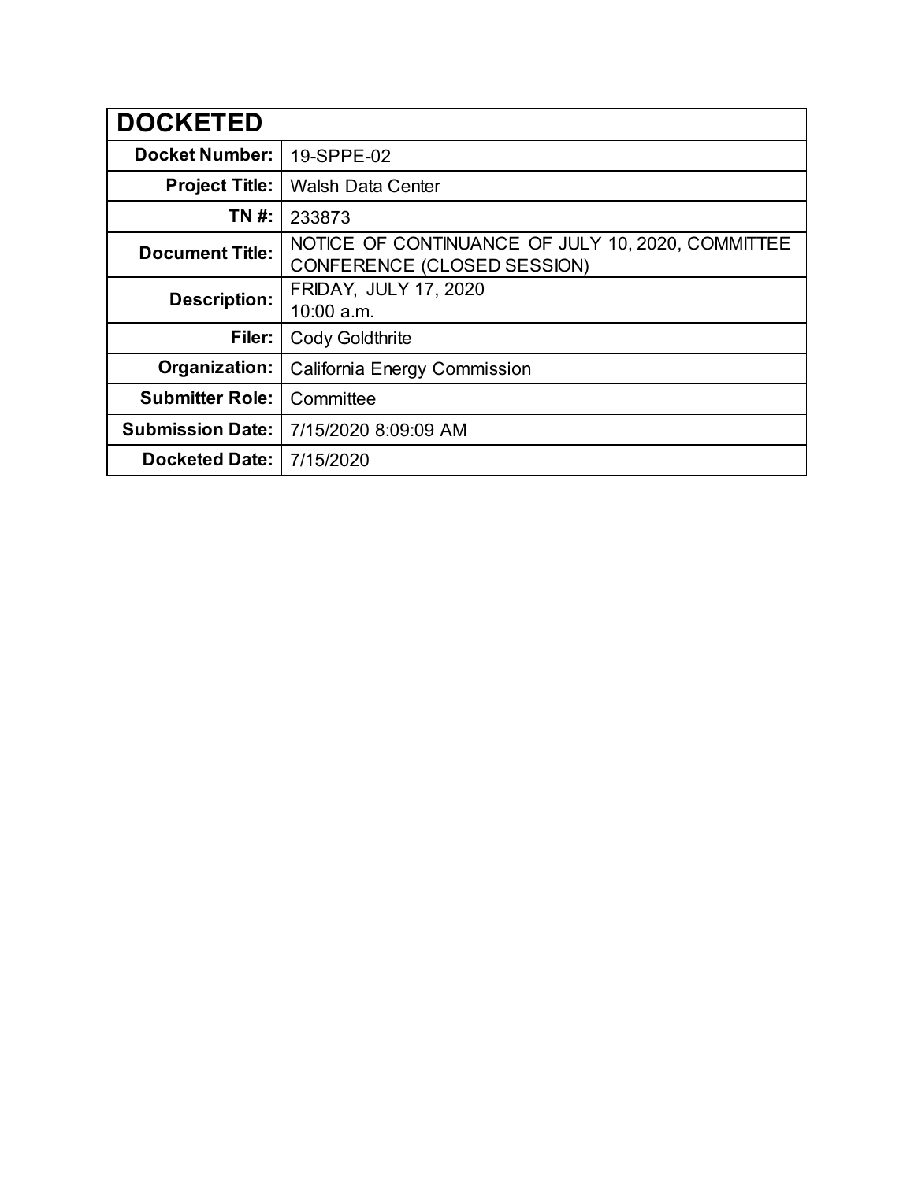| DOCKETED | |
|---|---|
| **Docket Number:** | 19-SPPE-02 |
| **Project Title:** | Walsh Data Center |
| **TN #:** | 233873 |
| **Document Title:** | NOTICE OF CONTINUANCE OF JULY 10, 2020, COMMITTEE CONFERENCE (CLOSED SESSION) |
| **Description:** | FRIDAY, JULY 17, 2020 10:00 a.m. |
| **Filer:** | Cody Goldthrite |
| **Organization:** | California Energy Commission |
| **Submitter Role:** | Committee |
| **Submission Date:** | 7/15/2020 8:09:09 AM |
| **Docketed Date:** | 7/15/2020 |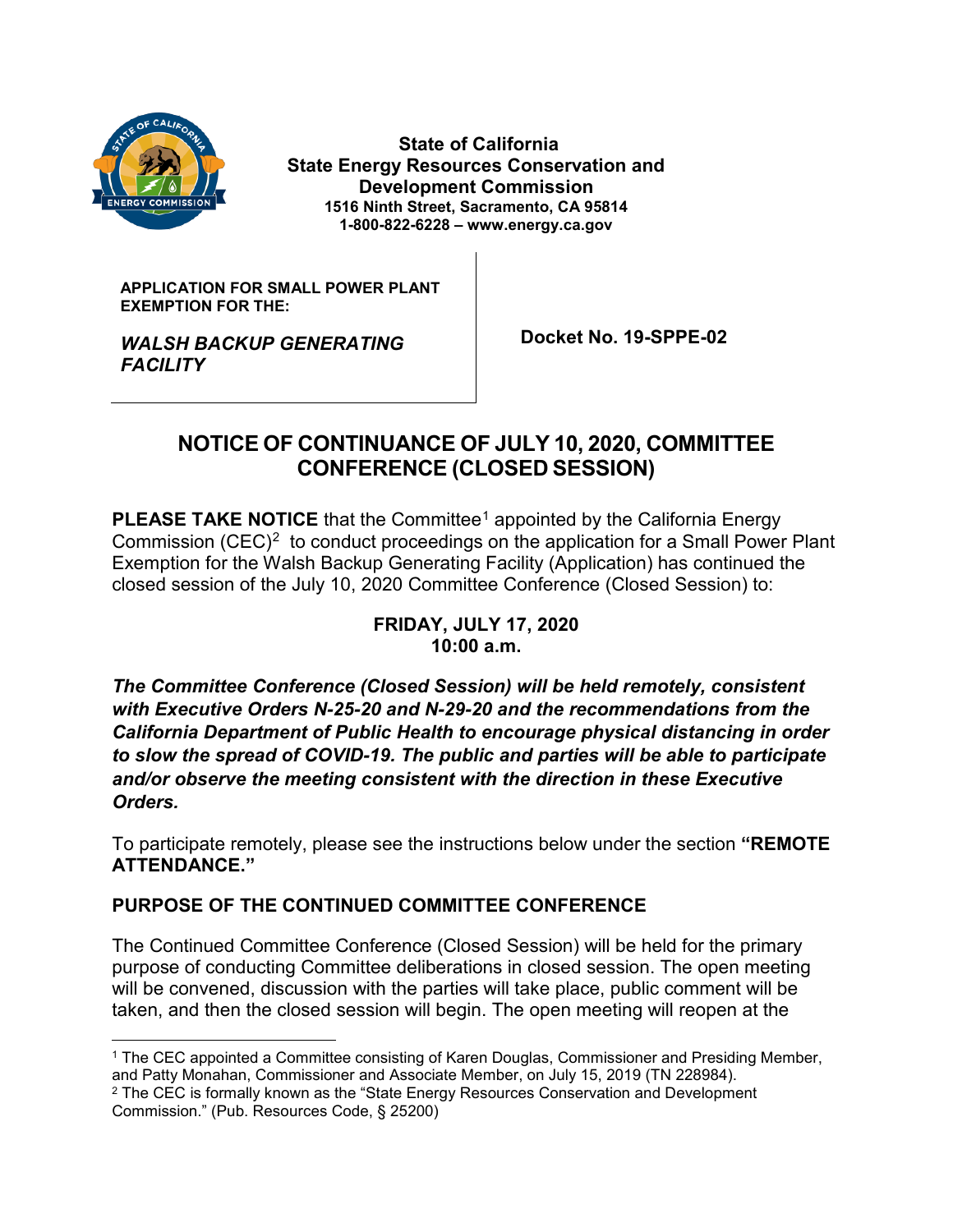**State of California**
**State Energy Resources Conservation and Development Commission**
**1516 Ninth Street, Sacramento, CA 95814**
**1-800-822-6228 – www.energy.ca.gov**

| **APPLICATION FOR SMALL POWER PLANT EXEMPTION FOR THE:** ***WALSH BACKUP GENERATING FACILITY*** | **Docket No. 19-SPPE-02** |
| --- | --- |

# NOTICE OF CONTINUANCE OF JULY 10, 2020, COMMITTEE CONFERENCE (CLOSED SESSION)

**PLEASE TAKE NOTICE** that the Committee[1] appointed by the California Energy Commission (CEC)[2] to conduct proceedings on the application for a Small Power Plant Exemption for the Walsh Backup Generating Facility (Application) has continued the closed session of the July 10, 2020 Committee Conference (Closed Session) to:

**FRIDAY, JULY 17, 2020**
**10:00 a.m.**

***The Committee Conference (Closed Session) will be held remotely, consistent with Executive Orders N-25-20 and N-29-20 and the recommendations from the California Department of Public Health to encourage physical distancing in order to slow the spread of COVID-19. The public and parties will be able to participate and/or observe the meeting consistent with the direction in these Executive Orders.***

To participate remotely, please see the instructions below under the section **"REMOTE ATTENDANCE."**

## PURPOSE OF THE CONTINUED COMMITTEE CONFERENCE

The Continued Committee Conference (Closed Session) will be held for the primary purpose of conducting Committee deliberations in closed session. The open meeting will be convened, discussion with the parties will take place, public comment will be taken, and then the closed session will begin. The open meeting will reopen at the

---

[1] The CEC appointed a Committee consisting of Karen Douglas, Commissioner and Presiding Member, and Patty Monahan, Commissioner and Associate Member, on July 15, 2019 (TN 228984).

[2] The CEC is formally known as the "State Energy Resources Conservation and Development Commission." (Pub. Resources Code, § 25200)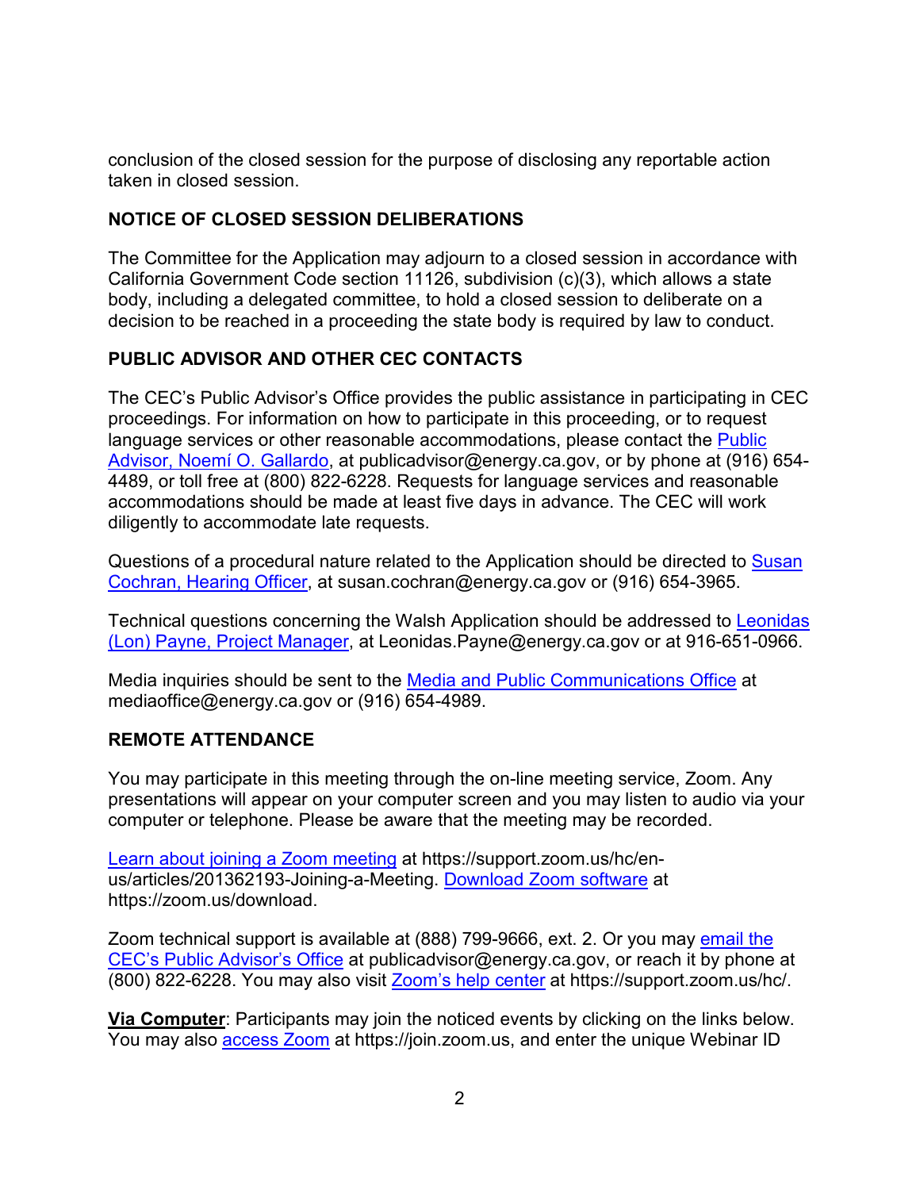conclusion of the closed session for the purpose of disclosing any reportable action taken in closed session.

**NOTICE OF CLOSED SESSION DELIBERATIONS**

The Committee for the Application may adjourn to a closed session in accordance with California Government Code section 11126, subdivision (c)(3), which allows a state body, including a delegated committee, to hold a closed session to deliberate on a decision to be reached in a proceeding the state body is required by law to conduct.

**PUBLIC ADVISOR AND OTHER CEC CONTACTS**

The CEC's Public Advisor's Office provides the public assistance in participating in CEC proceedings. For information on how to participate in this proceeding, or to request language services or other reasonable accommodations, please contact the Public Advisor, Noemí O. Gallardo, at publicadvisor@energy.ca.gov, or by phone at (916) 654-4489, or toll free at (800) 822-6228. Requests for language services and reasonable accommodations should be made at least five days in advance. The CEC will work diligently to accommodate late requests.

Questions of a procedural nature related to the Application should be directed to Susan Cochran, Hearing Officer, at susan.cochran@energy.ca.gov or (916) 654-3965.

Technical questions concerning the Walsh Application should be addressed to Leonidas (Lon) Payne, Project Manager, at Leonidas.Payne@energy.ca.gov or at 916-651-0966.

Media inquiries should be sent to the Media and Public Communications Office at mediaoffice@energy.ca.gov or (916) 654-4989.

**REMOTE ATTENDANCE**

You may participate in this meeting through the on-line meeting service, Zoom. Any presentations will appear on your computer screen and you may listen to audio via your computer or telephone. Please be aware that the meeting may be recorded.

Learn about joining a Zoom meeting at https://support.zoom.us/hc/en-us/articles/201362193-Joining-a-Meeting. Download Zoom software at https://zoom.us/download.

Zoom technical support is available at (888) 799-9666, ext. 2. Or you may email the CEC's Public Advisor's Office at publicadvisor@energy.ca.gov, or reach it by phone at (800) 822-6228. You may also visit Zoom's help center at https://support.zoom.us/hc/.

**Via Computer**: Participants may join the noticed events by clicking on the links below. You may also access Zoom at https://join.zoom.us, and enter the unique Webinar ID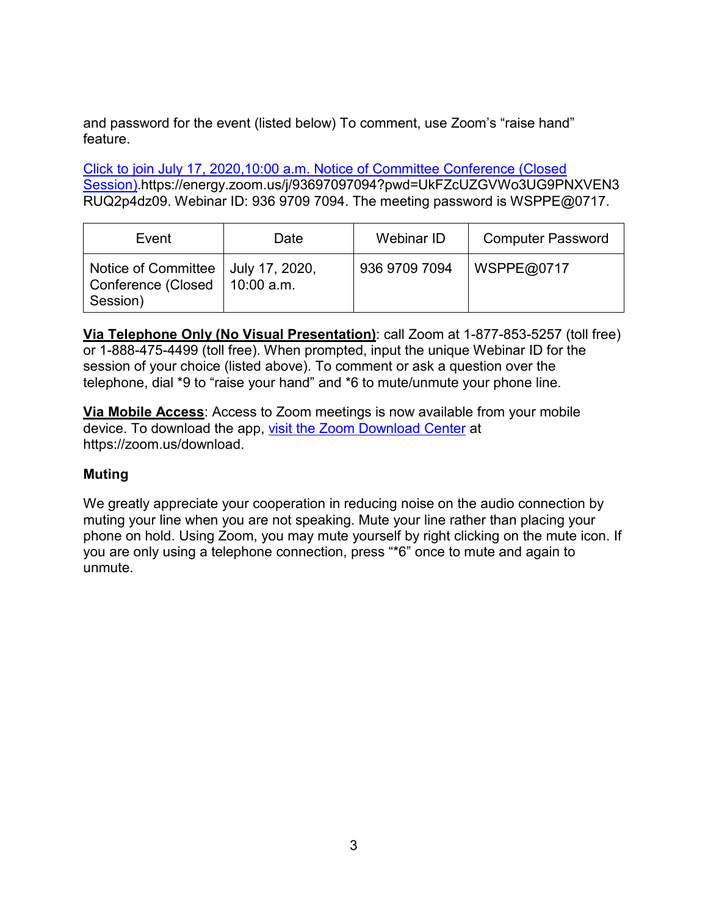and password for the event (listed below) To comment, use Zoom's "raise hand" feature.

[Click to join July 17, 2020,10:00 a.m. Notice of Committee Conference (Closed Session)](https://energy.zoom.us/j/93697097094?pwd=UkFZcUZGVWo3UG9PNXVEN3RUQ2p4dz09).https://energy.zoom.us/j/93697097094?pwd=UkFZcUZGVWo3UG9PNXVEN3RUQ2p4dz09. Webinar ID: 936 9709 7094. The meeting password is WSPPE@0717.

| Event | Date | Webinar ID | Computer Password |
|---|---|---|---|
| Notice of Committee Conference (Closed Session) | July 17, 2020, 10:00 a.m. | 936 9709 7094 | WSPPE@0717 |

**<u>Via Telephone Only (No Visual Presentation)</u>**: call Zoom at 1-877-853-5257 (toll free) or 1-888-475-4499 (toll free). When prompted, input the unique Webinar ID for the session of your choice (listed above). To comment or ask a question over the telephone, dial *9 to "raise your hand" and *6 to mute/unmute your phone line.

**<u>Via Mobile Access</u>**: Access to Zoom meetings is now available from your mobile device. To download the app, [visit the Zoom Download Center](https://zoom.us/download) at https://zoom.us/download.

**Muting**

We greatly appreciate your cooperation in reducing noise on the audio connection by muting your line when you are not speaking. Mute your line rather than placing your phone on hold. Using Zoom, you may mute yourself by right clicking on the mute icon. If you are only using a telephone connection, press "*6" once to mute and again to unmute.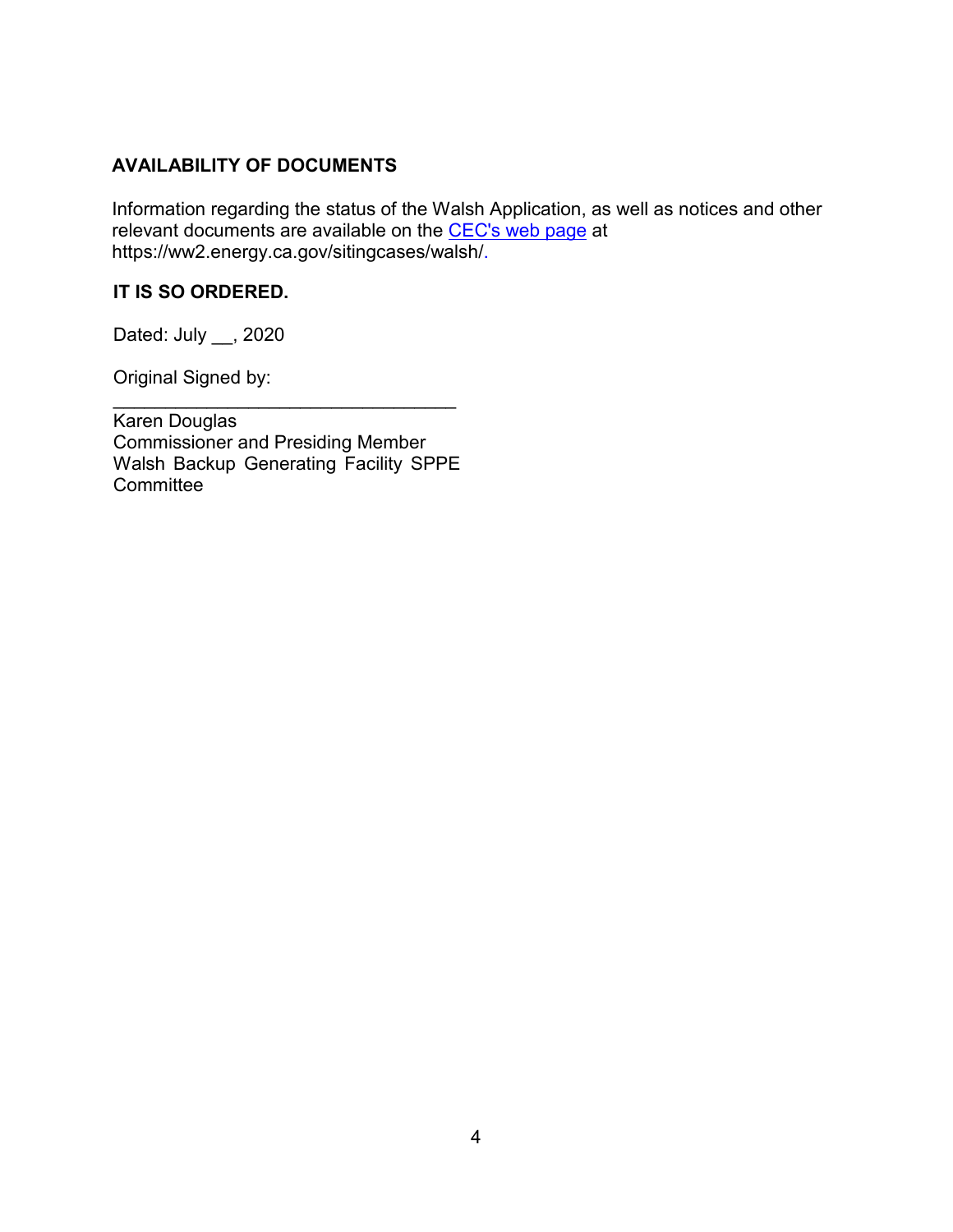**AVAILABILITY OF DOCUMENTS**

Information regarding the status of the Walsh Application, as well as notices and other relevant documents are available on the [CEC's web page](https://ww2.energy.ca.gov/sitingcases/walsh/) at https://ww2.energy.ca.gov/sitingcases/walsh/.

**IT IS SO ORDERED.**

Dated: July __, 2020

Original Signed by:

___________________________________

Karen Douglas
Commissioner and Presiding Member
Walsh Backup Generating Facility SPPE Committee